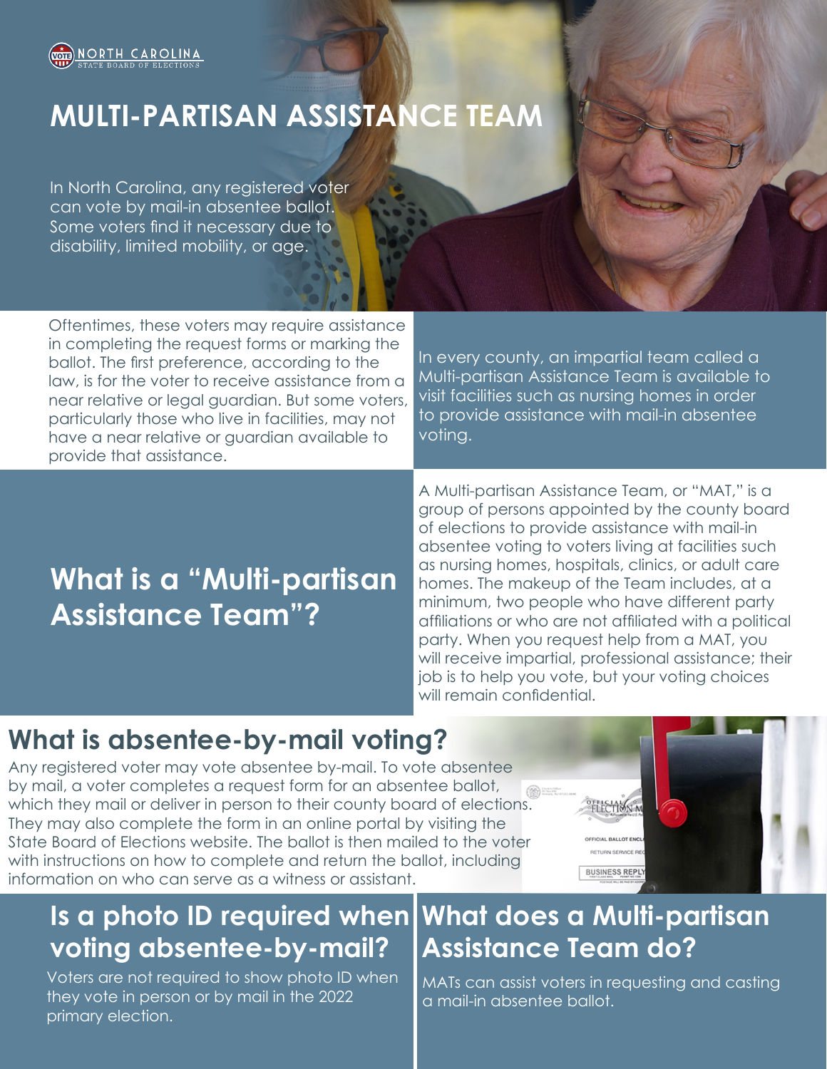NORTH CAROLINA
STATE BOARD OF ELECTIONS

# MULTI-PARTISAN ASSISTANCE TEAM

In North Carolina, any registered voter can vote by mail-in absentee ballot. Some voters find it necessary due to disability, limited mobility, or age.

Oftentimes, these voters may require assistance in completing the request forms or marking the ballot. The first preference, according to the law, is for the voter to receive assistance from a near relative or legal guardian. But some voters, particularly those who live in facilities, may not have a near relative or guardian available to provide that assistance.

In every county, an impartial team called a Multi-partisan Assistance Team is available to visit facilities such as nursing homes in order to provide assistance with mail-in absentee voting.

## What is a "Multi-partisan Assistance Team"?

A Multi-partisan Assistance Team, or "MAT," is a group of persons appointed by the county board of elections to provide assistance with mail-in absentee voting to voters living at facilities such as nursing homes, hospitals, clinics, or adult care homes. The makeup of the Team includes, at a minimum, two people who have different party affiliations or who are not affiliated with a political party. When you request help from a MAT, you will receive impartial, professional assistance; their job is to help you vote, but your voting choices will remain confidential.

## What is absentee-by-mail voting?

Any registered voter may vote absentee by-mail. To vote absentee by mail, a voter completes a request form for an absentee ballot, which they mail or deliver in person to their county board of elections. They may also complete the form in an online portal by visiting the State Board of Elections website. The ballot is then mailed to the voter with instructions on how to complete and return the ballot, including information on who can serve as a witness or assistant.

## Is a photo ID required when voting absentee-by-mail?

Voters are not required to show photo ID when they vote in person or by mail in the 2022 primary election.

## What does a Multi-partisan Assistance Team do?

MATs can assist voters in requesting and casting a mail-in absentee ballot.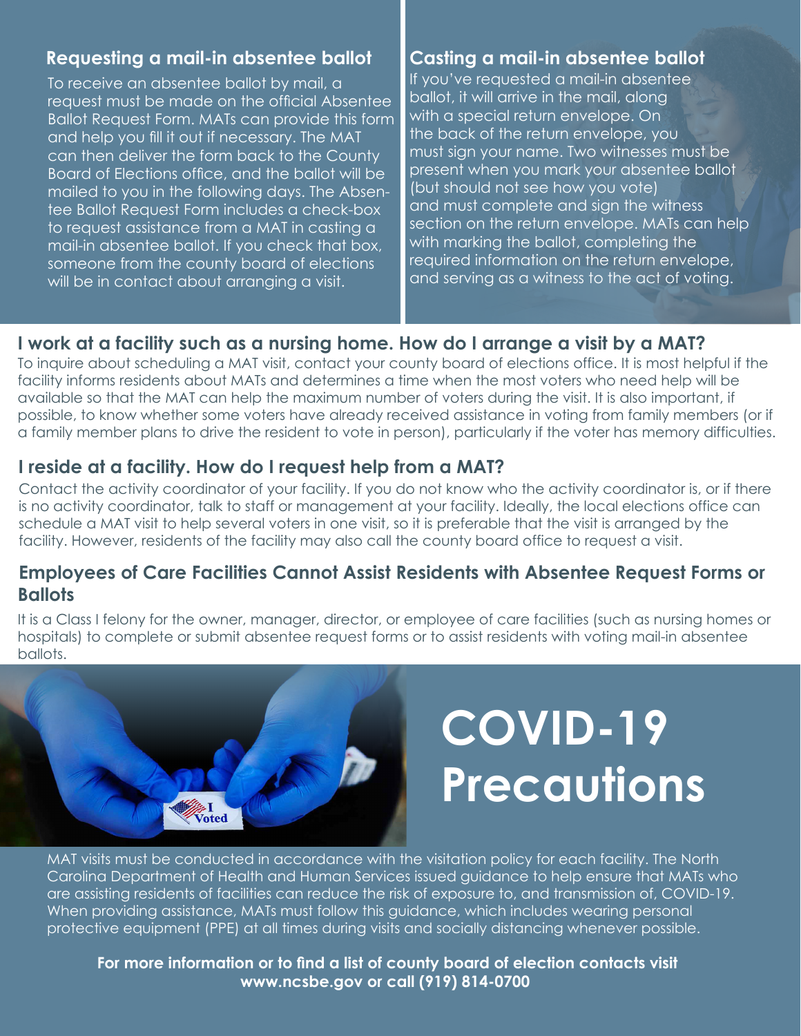## Requesting a mail-in absentee ballot

To receive an absentee ballot by mail, a request must be made on the official Absentee Ballot Request Form. MATs can provide this form and help you fill it out if necessary. The MAT can then deliver the form back to the County Board of Elections office, and the ballot will be mailed to you in the following days. The Absentee Ballot Request Form includes a check-box to request assistance from a MAT in casting a mail-in absentee ballot. If you check that box, someone from the county board of elections will be in contact about arranging a visit.

## Casting a mail-in absentee ballot

If you've requested a mail-in absentee ballot, it will arrive in the mail, along with a special return envelope. On the back of the return envelope, you must sign your name. Two witnesses must be present when you mark your absentee ballot (but should not see how you vote) and must complete and sign the witness section on the return envelope. MATs can help with marking the ballot, completing the required information on the return envelope, and serving as a witness to the act of voting.

## I work at a facility such as a nursing home. How do I arrange a visit by a MAT?

To inquire about scheduling a MAT visit, contact your county board of elections office. It is most helpful if the facility informs residents about MATs and determines a time when the most voters who need help will be available so that the MAT can help the maximum number of voters during the visit. It is also important, if possible, to know whether some voters have already received assistance in voting from family members (or if a family member plans to drive the resident to vote in person), particularly if the voter has memory difficulties.

## I reside at a facility. How do I request help from a MAT?

Contact the activity coordinator of your facility. If you do not know who the activity coordinator is, or if there is no activity coordinator, talk to staff or management at your facility. Ideally, the local elections office can schedule a MAT visit to help several voters in one visit, so it is preferable that the visit is arranged by the facility. However, residents of the facility may also call the county board office to request a visit.

## Employees of Care Facilities Cannot Assist Residents with Absentee Request Forms or Ballots

It is a Class I felony for the owner, manager, director, or employee of care facilities (such as nursing homes or hospitals) to complete or submit absentee request forms or to assist residents with voting mail-in absentee ballots.

# COVID-19 Precautions

MAT visits must be conducted in accordance with the visitation policy for each facility. The North Carolina Department of Health and Human Services issued guidance to help ensure that MATs who are assisting residents of facilities can reduce the risk of exposure to, and transmission of, COVID-19. When providing assistance, MATs must follow this guidance, which includes wearing personal protective equipment (PPE) at all times during visits and socially distancing whenever possible.

**For more information or to find a list of county board of election contacts visit www.ncsbe.gov or call (919) 814-0700**